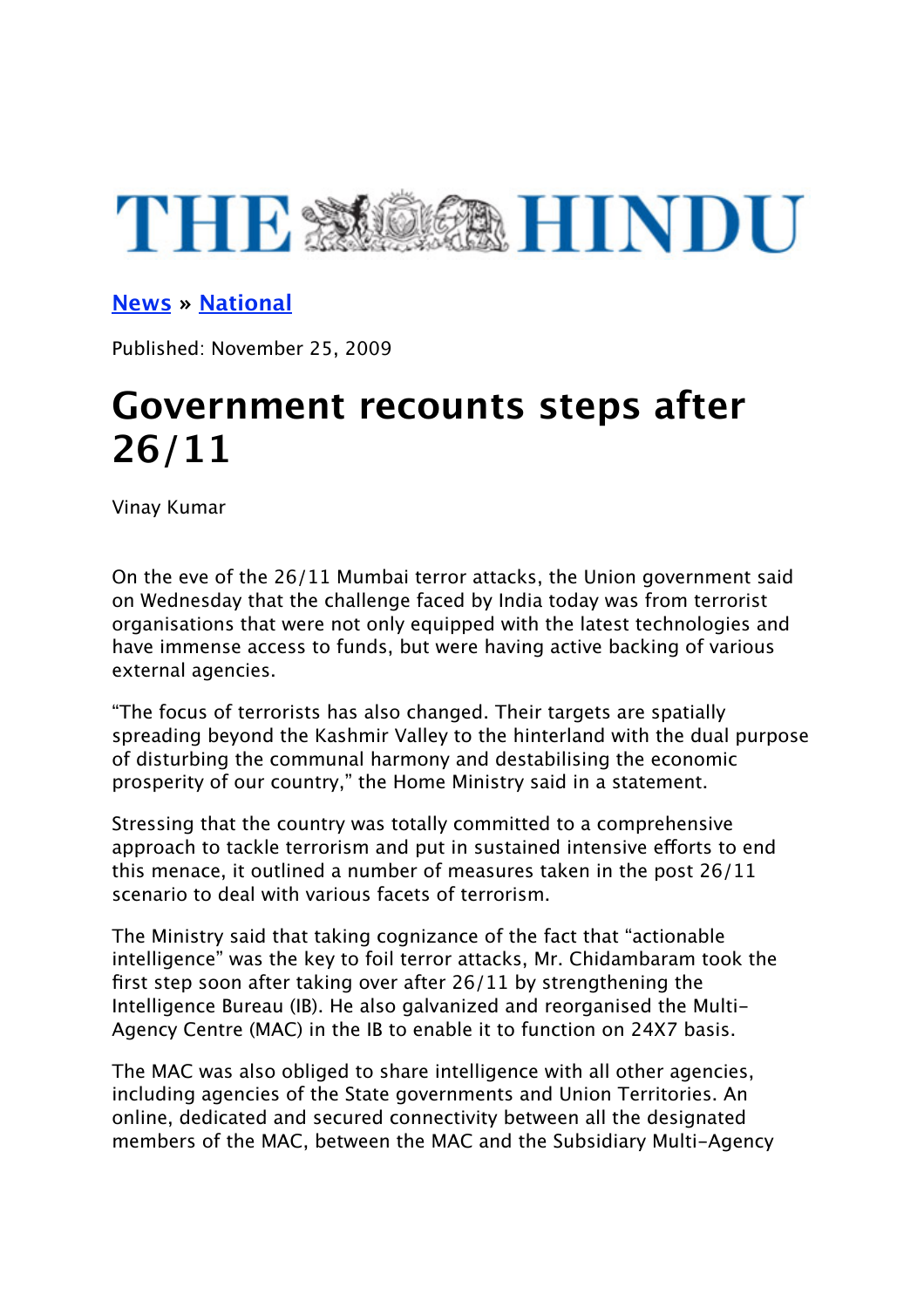# THE HINDU

[News](#) » [National](#)

Published: November 25, 2009

# Government recounts steps after 26/11

Vinay Kumar

On the eve of the 26/11 Mumbai terror attacks, the Union government said on Wednesday that the challenge faced by India today was from terrorist organisations that were not only equipped with the latest technologies and have immense access to funds, but were having active backing of various external agencies.

"The focus of terrorists has also changed. Their targets are spatially spreading beyond the Kashmir Valley to the hinterland with the dual purpose of disturbing the communal harmony and destabilising the economic prosperity of our country," the Home Ministry said in a statement.

Stressing that the country was totally committed to a comprehensive approach to tackle terrorism and put in sustained intensive efforts to end this menace, it outlined a number of measures taken in the post 26/11 scenario to deal with various facets of terrorism.

The Ministry said that taking cognizance of the fact that "actionable intelligence" was the key to foil terror attacks, Mr. Chidambaram took the first step soon after taking over after 26/11 by strengthening the Intelligence Bureau (IB). He also galvanized and reorganised the Multi-Agency Centre (MAC) in the IB to enable it to function on 24X7 basis.

The MAC was also obliged to share intelligence with all other agencies, including agencies of the State governments and Union Territories. An online, dedicated and secured connectivity between all the designated members of the MAC, between the MAC and the Subsidiary Multi-Agency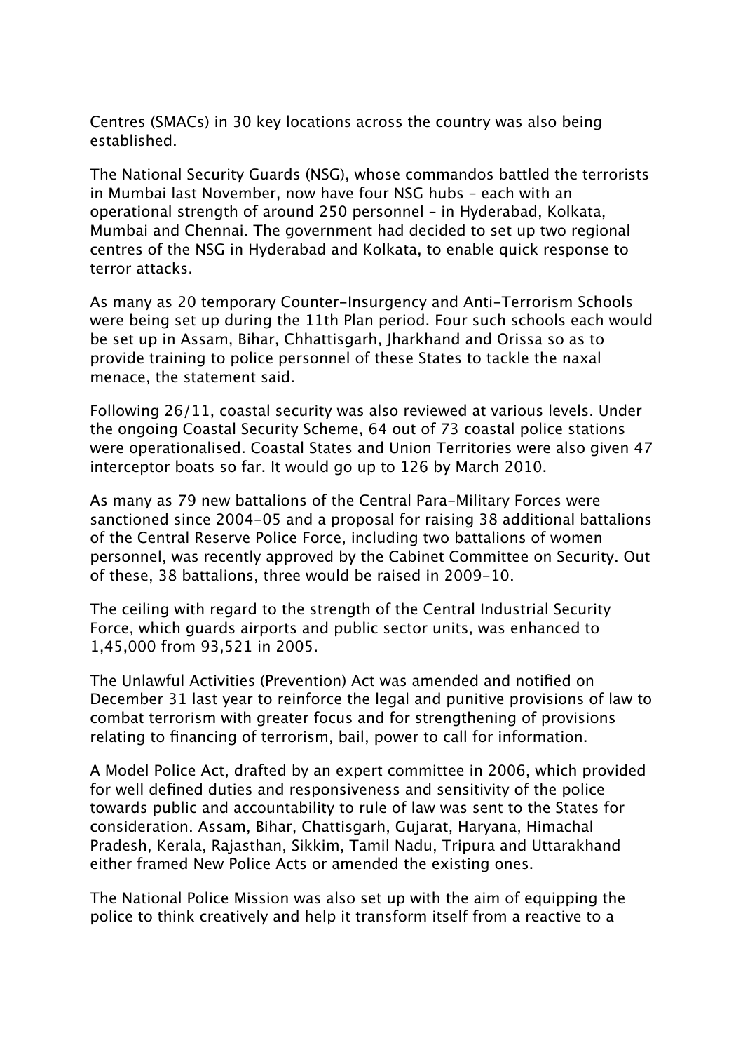Centres (SMACs) in 30 key locations across the country was also being established.

The National Security Guards (NSG), whose commandos battled the terrorists in Mumbai last November, now have four NSG hubs – each with an operational strength of around 250 personnel – in Hyderabad, Kolkata, Mumbai and Chennai. The government had decided to set up two regional centres of the NSG in Hyderabad and Kolkata, to enable quick response to terror attacks.

As many as 20 temporary Counter-Insurgency and Anti-Terrorism Schools were being set up during the 11th Plan period. Four such schools each would be set up in Assam, Bihar, Chhattisgarh, Jharkhand and Orissa so as to provide training to police personnel of these States to tackle the naxal menace, the statement said.

Following 26/11, coastal security was also reviewed at various levels. Under the ongoing Coastal Security Scheme, 64 out of 73 coastal police stations were operationalised. Coastal States and Union Territories were also given 47 interceptor boats so far. It would go up to 126 by March 2010.

As many as 79 new battalions of the Central Para-Military Forces were sanctioned since 2004-05 and a proposal for raising 38 additional battalions of the Central Reserve Police Force, including two battalions of women personnel, was recently approved by the Cabinet Committee on Security. Out of these, 38 battalions, three would be raised in 2009-10.

The ceiling with regard to the strength of the Central Industrial Security Force, which guards airports and public sector units, was enhanced to 1,45,000 from 93,521 in 2005.

The Unlawful Activities (Prevention) Act was amended and notified on December 31 last year to reinforce the legal and punitive provisions of law to combat terrorism with greater focus and for strengthening of provisions relating to financing of terrorism, bail, power to call for information.

A Model Police Act, drafted by an expert committee in 2006, which provided for well defined duties and responsiveness and sensitivity of the police towards public and accountability to rule of law was sent to the States for consideration. Assam, Bihar, Chattisgarh, Gujarat, Haryana, Himachal Pradesh, Kerala, Rajasthan, Sikkim, Tamil Nadu, Tripura and Uttarakhand either framed New Police Acts or amended the existing ones.

The National Police Mission was also set up with the aim of equipping the police to think creatively and help it transform itself from a reactive to a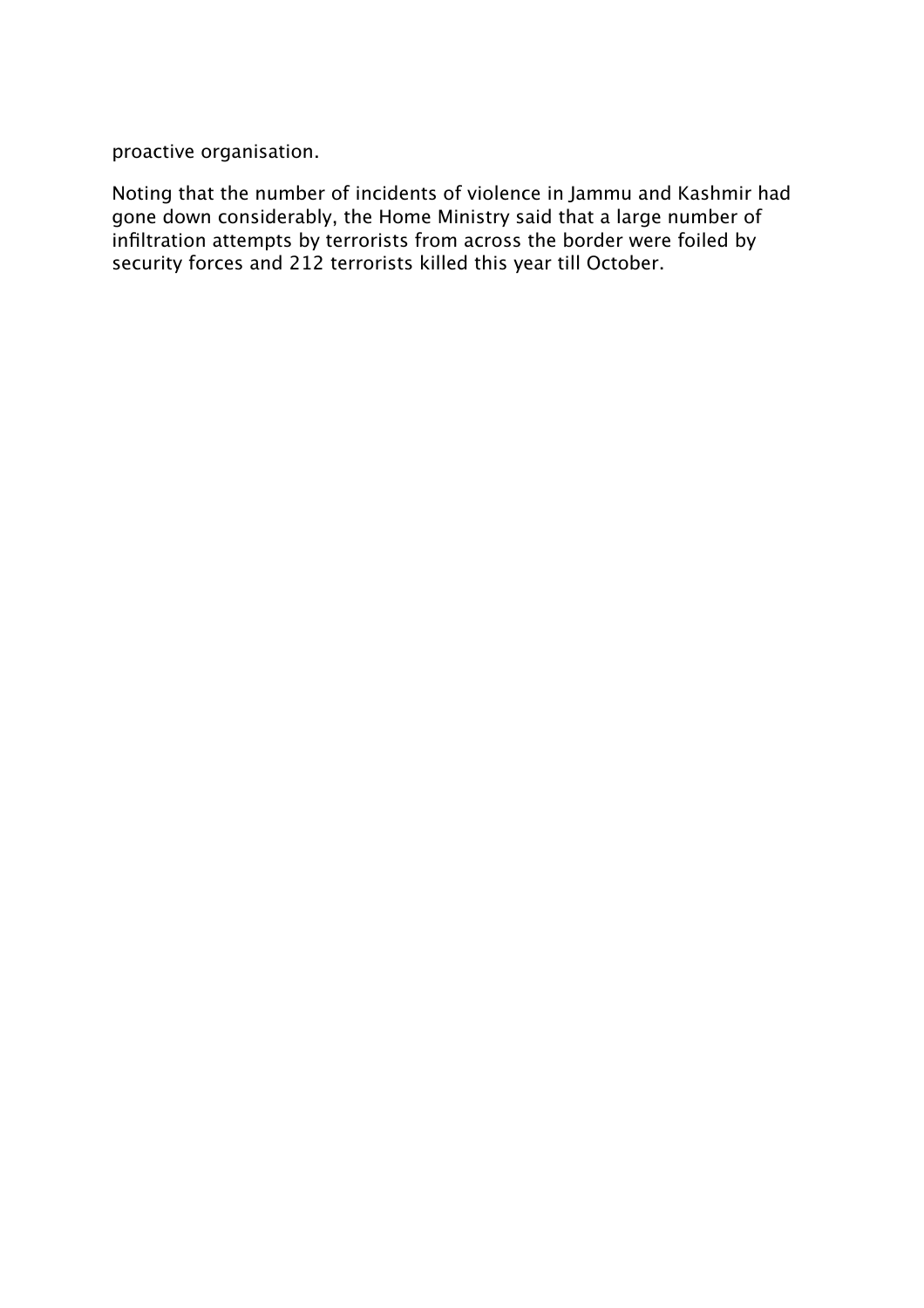proactive organisation.

Noting that the number of incidents of violence in Jammu and Kashmir had gone down considerably, the Home Ministry said that a large number of infiltration attempts by terrorists from across the border were foiled by security forces and 212 terrorists killed this year till October.